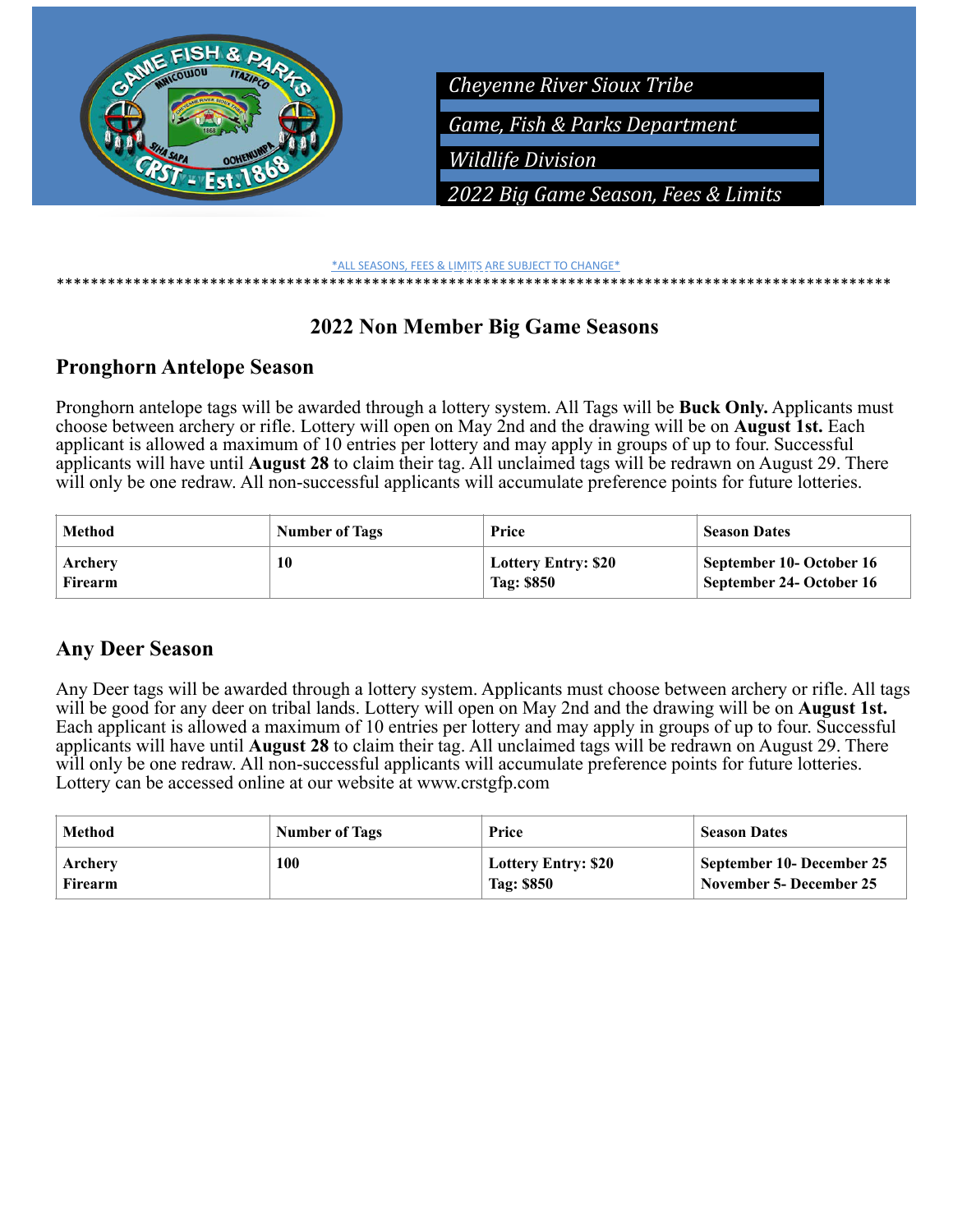*Cheyenne River Sioux Tribe*

*Game, Fish & Parks Department*

*Wildlife Division*

*2022 Big Game Season, Fees & Limits*

*ALL SEASONS, FEES & LIMITS ARE SUBJECT TO CHANGE*

****************************************************************************************************

# 2022 Non Member Big Game Seasons

## Pronghorn Antelope Season

Pronghorn antelope tags will be awarded through a lottery system. All Tags will be **Buck Only.** Applicants must choose between archery or rifle. Lottery will open on May 2nd and the drawing will be on **August 1st.** Each applicant is allowed a maximum of 10 entries per lottery and may apply in groups of up to four. Successful applicants will have until **August 28** to claim their tag. All unclaimed tags will be redrawn on August 29. There will only be one redraw. All non-successful applicants will accumulate preference points for future lotteries.

| Method | Number of Tags | Price | Season Dates |
|---|---|---|---|
| **Archery**<br>**Firearm** | **10** | **Lottery Entry: $20**<br>**Tag: $850** | **September 10- October 16**<br>**September 24- October 16** |

## Any Deer Season

Any Deer tags will be awarded through a lottery system. Applicants must choose between archery or rifle. All tags will be good for any deer on tribal lands. Lottery will open on May 2nd and the drawing will be on **August 1st.** Each applicant is allowed a maximum of 10 entries per lottery and may apply in groups of up to four. Successful applicants will have until **August 28** to claim their tag. All unclaimed tags will be redrawn on August 29. There will only be one redraw. All non-successful applicants will accumulate preference points for future lotteries. Lottery can be accessed online at our website at www.crstgfp.com

| Method | Number of Tags | Price | Season Dates |
|---|---|---|---|
| **Archery**<br>**Firearm** | **100** | **Lottery Entry: $20**<br>**Tag: $850** | **September 10- December 25**<br>**November 5- December 25** |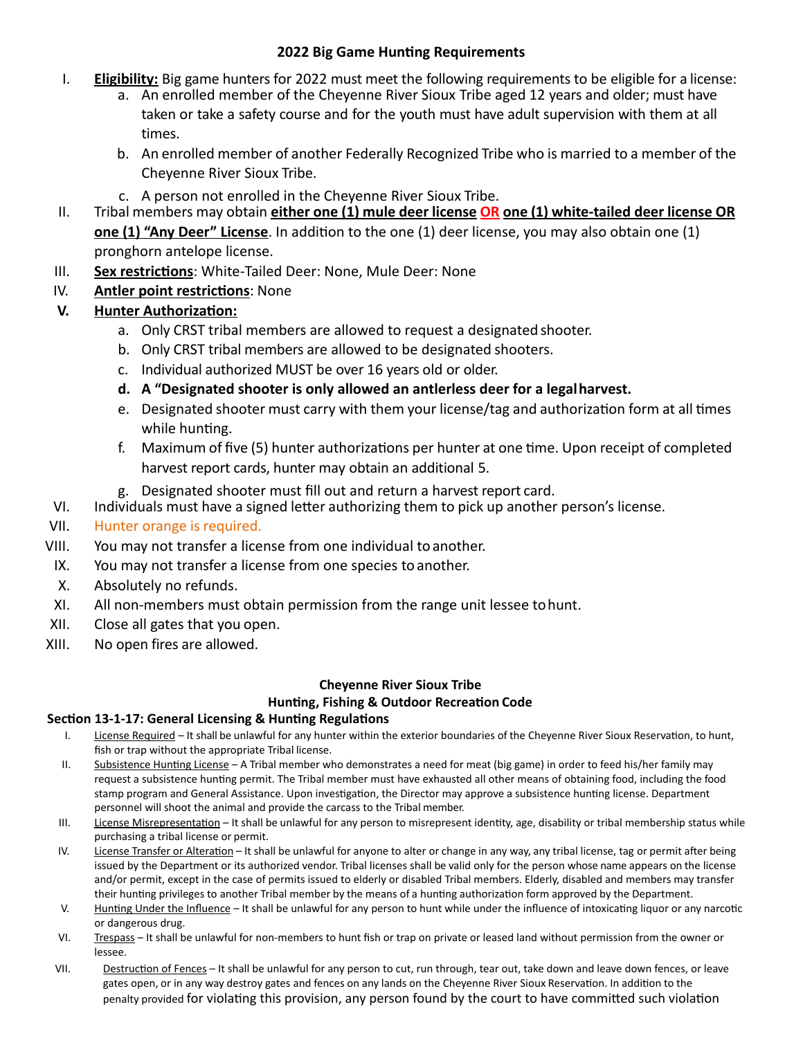## 2022 Big Game Hunting Requirements

I. **Eligibility:** Big game hunters for 2022 must meet the following requirements to be eligible for a license:
   a. An enrolled member of the Cheyenne River Sioux Tribe aged 12 years and older; must have taken or take a safety course and for the youth must have adult supervision with them at all times.
   b. An enrolled member of another Federally Recognized Tribe who is married to a member of the Cheyenne River Sioux Tribe.
   c. A person not enrolled in the Cheyenne River Sioux Tribe.

II. Tribal members may obtain **either one (1) mule deer license OR one (1) white-tailed deer license OR one (1) "Any Deer" License**. In addition to the one (1) deer license, you may also obtain one (1) pronghorn antelope license.

III. **Sex restrictions**: White-Tailed Deer: None, Mule Deer: None

IV. **Antler point restrictions**: None

**V. Hunter Authorization:**
   a. Only CRST tribal members are allowed to request a designated shooter.
   b. Only CRST tribal members are allowed to be designated shooters.
   c. Individual authorized MUST be over 16 years old or older.
   d. **A "Designated shooter is only allowed an antlerless deer for a legal harvest.**
   e. Designated shooter must carry with them your license/tag and authorization form at all times while hunting.
   f. Maximum of five (5) hunter authorizations per hunter at one time. Upon receipt of completed harvest report cards, hunter may obtain an additional 5.
   g. Designated shooter must fill out and return a harvest report card.

VI. Individuals must have a signed letter authorizing them to pick up another person's license.

VII. Hunter orange is required.

VIII. You may not transfer a license from one individual to another.

IX. You may not transfer a license from one species to another.

X. Absolutely no refunds.

XI. All non-members must obtain permission from the range unit lessee to hunt.

XII. Close all gates that you open.

XIII. No open fires are allowed.

### Cheyenne River Sioux Tribe
### Hunting, Fishing & Outdoor Recreation Code

#### Section 13-1-17: General Licensing & Hunting Regulations

I. License Required – It shall be unlawful for any hunter within the exterior boundaries of the Cheyenne River Sioux Reservation, to hunt, fish or trap without the appropriate Tribal license.

II. Subsistence Hunting License – A Tribal member who demonstrates a need for meat (big game) in order to feed his/her family may request a subsistence hunting permit. The Tribal member must have exhausted all other means of obtaining food, including the food stamp program and General Assistance. Upon investigation, the Director may approve a subsistence hunting license. Department personnel will shoot the animal and provide the carcass to the Tribal member.

III. License Misrepresentation – It shall be unlawful for any person to misrepresent identity, age, disability or tribal membership status while purchasing a tribal license or permit.

IV. License Transfer or Alteration – It shall be unlawful for anyone to alter or change in any way, any tribal license, tag or permit after being issued by the Department or its authorized vendor. Tribal licenses shall be valid only for the person whose name appears on the license and/or permit, except in the case of permits issued to elderly or disabled Tribal members. Elderly, disabled and members may transfer their hunting privileges to another Tribal member by the means of a hunting authorization form approved by the Department.

V. Hunting Under the Influence – It shall be unlawful for any person to hunt while under the influence of intoxicating liquor or any narcotic or dangerous drug.

VI. Trespass – It shall be unlawful for non-members to hunt fish or trap on private or leased land without permission from the owner or lessee.

VII. Destruction of Fences – It shall be unlawful for any person to cut, run through, tear out, take down and leave down fences, or leave gates open, or in any way destroy gates and fences on any lands on the Cheyenne River Sioux Reservation. In addition to the penalty provided for violating this provision, any person found by the court to have committed such violation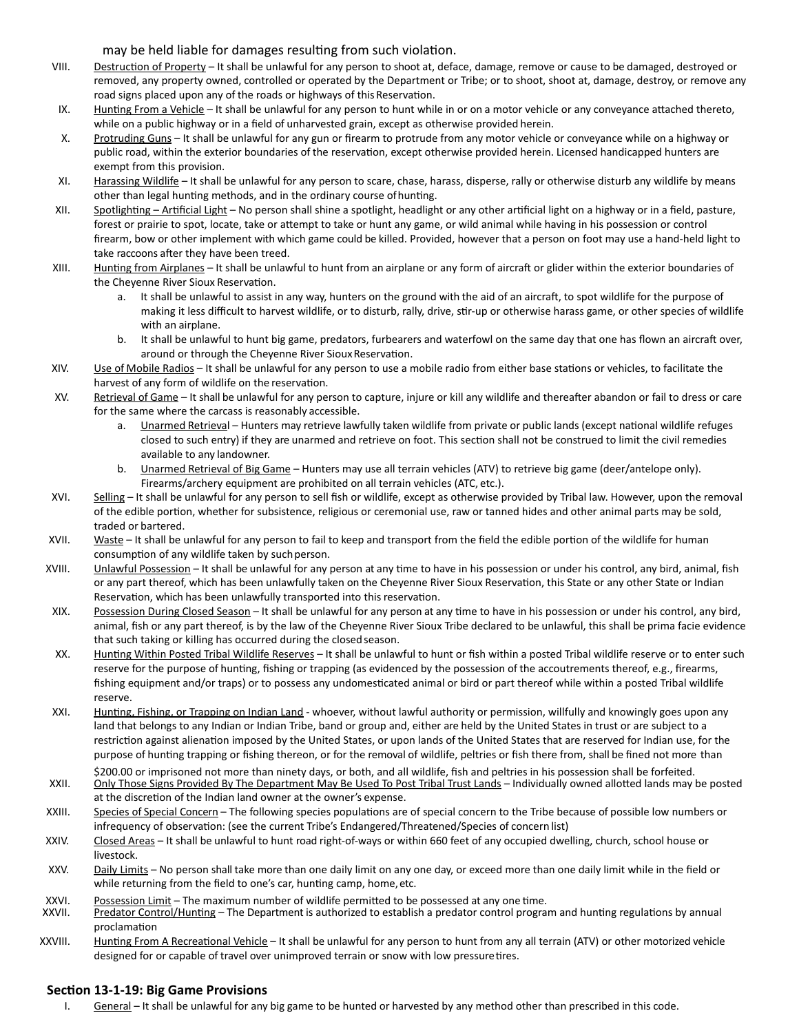may be held liable for damages resulting from such violation.

VIII. Destruction of Property – It shall be unlawful for any person to shoot at, deface, damage, remove or cause to be damaged, destroyed or removed, any property owned, controlled or operated by the Department or Tribe; or to shoot, shoot at, damage, destroy, or remove any road signs placed upon any of the roads or highways of this Reservation.

IX. Hunting From a Vehicle – It shall be unlawful for any person to hunt while in or on a motor vehicle or any conveyance attached thereto, while on a public highway or in a field of unharvested grain, except as otherwise provided herein.

X. Protruding Guns – It shall be unlawful for any gun or firearm to protrude from any motor vehicle or conveyance while on a highway or public road, within the exterior boundaries of the reservation, except otherwise provided herein. Licensed handicapped hunters are exempt from this provision.

XI. Harassing Wildlife – It shall be unlawful for any person to scare, chase, harass, disperse, rally or otherwise disturb any wildlife by means other than legal hunting methods, and in the ordinary course of hunting.

XII. Spotlighting – Artificial Light – No person shall shine a spotlight, headlight or any other artificial light on a highway or in a field, pasture, forest or prairie to spot, locate, take or attempt to take or hunt any game, or wild animal while having in his possession or control firearm, bow or other implement with which game could be killed. Provided, however that a person on foot may use a hand-held light to take raccoons after they have been treed.

XIII. Hunting from Airplanes – It shall be unlawful to hunt from an airplane or any form of aircraft or glider within the exterior boundaries of the Cheyenne River Sioux Reservation.

   a. It shall be unlawful to assist in any way, hunters on the ground with the aid of an aircraft, to spot wildlife for the purpose of making it less difficult to harvest wildlife, or to disturb, rally, drive, stir-up or otherwise harass game, or other species of wildlife with an airplane.

   b. It shall be unlawful to hunt big game, predators, furbearers and waterfowl on the same day that one has flown an aircraft over, around or through the Cheyenne River Sioux Reservation.

XIV. Use of Mobile Radios – It shall be unlawful for any person to use a mobile radio from either base stations or vehicles, to facilitate the harvest of any form of wildlife on the reservation.

XV. Retrieval of Game – It shall be unlawful for any person to capture, injure or kill any wildlife and thereafter abandon or fail to dress or care for the same where the carcass is reasonably accessible.

   a. Unarmed Retrieval – Hunters may retrieve lawfully taken wildlife from private or public lands (except national wildlife refuges closed to such entry) if they are unarmed and retrieve on foot. This section shall not be construed to limit the civil remedies available to any landowner.

   b. Unarmed Retrieval of Big Game – Hunters may use all terrain vehicles (ATV) to retrieve big game (deer/antelope only). Firearms/archery equipment are prohibited on all terrain vehicles (ATC, etc.).

XVI. Selling – It shall be unlawful for any person to sell fish or wildlife, except as otherwise provided by Tribal law. However, upon the removal of the edible portion, whether for subsistence, religious or ceremonial use, raw or tanned hides and other animal parts may be sold, traded or bartered.

XVII. Waste – It shall be unlawful for any person to fail to keep and transport from the field the edible portion of the wildlife for human consumption of any wildlife taken by such person.

XVIII. Unlawful Possession – It shall be unlawful for any person at any time to have in his possession or under his control, any bird, animal, fish or any part thereof, which has been unlawfully taken on the Cheyenne River Sioux Reservation, this State or any other State or Indian Reservation, which has been unlawfully transported into this reservation.

XIX. Possession During Closed Season – It shall be unlawful for any person at any time to have in his possession or under his control, any bird, animal, fish or any part thereof, is by the law of the Cheyenne River Sioux Tribe declared to be unlawful, this shall be prima facie evidence that such taking or killing has occurred during the closed season.

XX. Hunting Within Posted Tribal Wildlife Reserves – It shall be unlawful to hunt or fish within a posted Tribal wildlife reserve or to enter such reserve for the purpose of hunting, fishing or trapping (as evidenced by the possession of the accoutrements thereof, e.g., firearms, fishing equipment and/or traps) or to possess any undomesticated animal or bird or part thereof while within a posted Tribal wildlife reserve.

XXI. Hunting, Fishing, or Trapping on Indian Land - whoever, without lawful authority or permission, willfully and knowingly goes upon any land that belongs to any Indian or Indian Tribe, band or group and, either are held by the United States in trust or are subject to a restriction against alienation imposed by the United States, or upon lands of the United States that are reserved for Indian use, for the purpose of hunting trapping or fishing thereon, or for the removal of wildlife, peltries or fish there from, shall be fined not more than $200.00 or imprisoned not more than ninety days, or both, and all wildlife, fish and peltries in his possession shall be forfeited.

XXII. Only Those Signs Provided By The Department May Be Used To Post Tribal Trust Lands – Individually owned allotted lands may be posted at the discretion of the Indian land owner at the owner's expense.

XXIII. Species of Special Concern – The following species populations are of special concern to the Tribe because of possible low numbers or infrequency of observation: (see the current Tribe's Endangered/Threatened/Species of concern list)

XXIV. Closed Areas – It shall be unlawful to hunt road right-of-ways or within 660 feet of any occupied dwelling, church, school house or livestock.

XXV. Daily Limits – No person shall take more than one daily limit on any one day, or exceed more than one daily limit while in the field or while returning from the field to one's car, hunting camp, home, etc.

XXVI. Possession Limit – The maximum number of wildlife permitted to be possessed at any one time.

XXVII. Predator Control/Hunting – The Department is authorized to establish a predator control program and hunting regulations by annual proclamation

XXVIII. Hunting From A Recreational Vehicle – It shall be unlawful for any person to hunt from any all terrain (ATV) or other motorized vehicle designed for or capable of travel over unimproved terrain or snow with low pressure tires.

## Section 13-1-19: Big Game Provisions

I. General – It shall be unlawful for any big game to be hunted or harvested by any method other than prescribed in this code.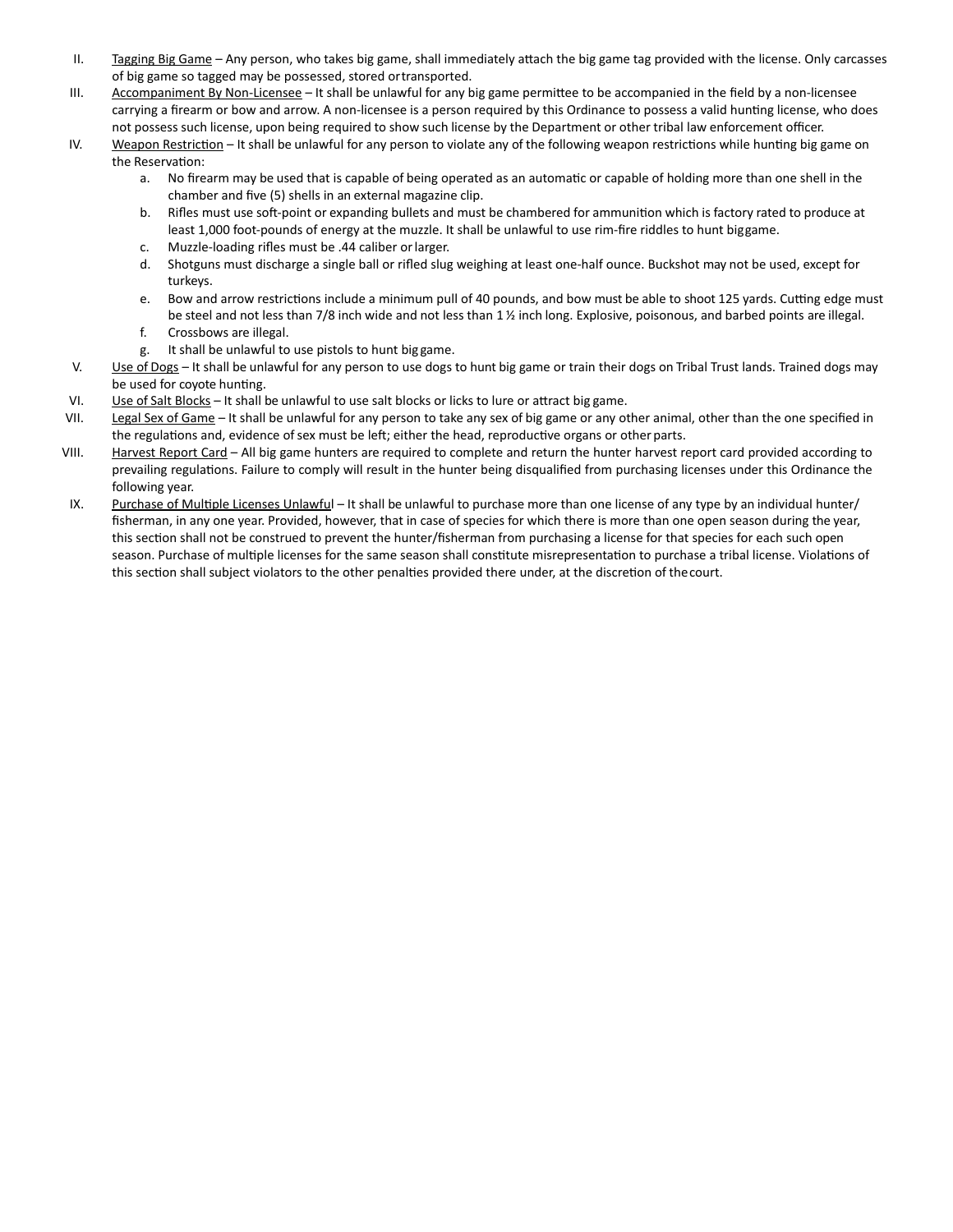II. Tagging Big Game – Any person, who takes big game, shall immediately attach the big game tag provided with the license. Only carcasses of big game so tagged may be possessed, stored or transported.

III. Accompaniment By Non-Licensee – It shall be unlawful for any big game permittee to be accompanied in the field by a non-licensee carrying a firearm or bow and arrow. A non-licensee is a person required by this Ordinance to possess a valid hunting license, who does not possess such license, upon being required to show such license by the Department or other tribal law enforcement officer.

IV. Weapon Restriction – It shall be unlawful for any person to violate any of the following weapon restrictions while hunting big game on the Reservation:

   a. No firearm may be used that is capable of being operated as an automatic or capable of holding more than one shell in the chamber and five (5) shells in an external magazine clip.
   b. Rifles must use soft-point or expanding bullets and must be chambered for ammunition which is factory rated to produce at least 1,000 foot-pounds of energy at the muzzle. It shall be unlawful to use rim-fire riddles to hunt big game.
   c. Muzzle-loading rifles must be .44 caliber or larger.
   d. Shotguns must discharge a single ball or rifled slug weighing at least one-half ounce. Buckshot may not be used, except for turkeys.
   e. Bow and arrow restrictions include a minimum pull of 40 pounds, and bow must be able to shoot 125 yards. Cutting edge must be steel and not less than 7/8 inch wide and not less than 1 ½ inch long. Explosive, poisonous, and barbed points are illegal.
   f. Crossbows are illegal.
   g. It shall be unlawful to use pistols to hunt big game.

V. Use of Dogs – It shall be unlawful for any person to use dogs to hunt big game or train their dogs on Tribal Trust lands. Trained dogs may be used for coyote hunting.

VI. Use of Salt Blocks – It shall be unlawful to use salt blocks or licks to lure or attract big game.

VII. Legal Sex of Game – It shall be unlawful for any person to take any sex of big game or any other animal, other than the one specified in the regulations and, evidence of sex must be left; either the head, reproductive organs or other parts.

VIII. Harvest Report Card – All big game hunters are required to complete and return the hunter harvest report card provided according to prevailing regulations. Failure to comply will result in the hunter being disqualified from purchasing licenses under this Ordinance the following year.

IX. Purchase of Multiple Licenses Unlawful – It shall be unlawful to purchase more than one license of any type by an individual hunter/fisherman, in any one year. Provided, however, that in case of species for which there is more than one open season during the year, this section shall not be construed to prevent the hunter/fisherman from purchasing a license for that species for each such open season. Purchase of multiple licenses for the same season shall constitute misrepresentation to purchase a tribal license. Violations of this section shall subject violators to the other penalties provided there under, at the discretion of the court.